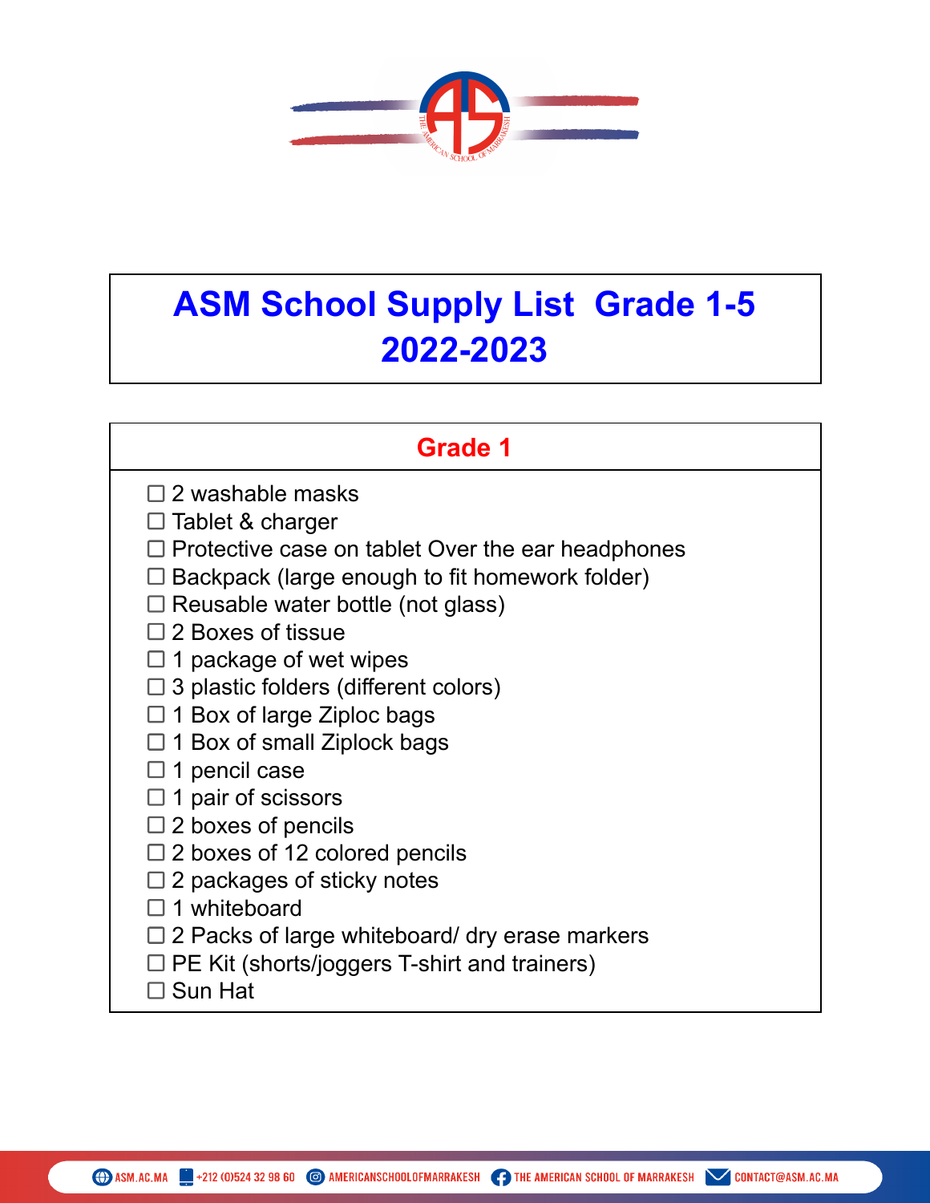# ASM School Supply List Grade 1-5 2022-2023

## Grade 1

- ☐ 2 washable masks
- ☐ Tablet & charger
- ☐ Protective case on tablet Over the ear headphones
- ☐ Backpack (large enough to fit homework folder)
- ☐ Reusable water bottle (not glass)
- ☐ 2 Boxes of tissue
- ☐ 1 package of wet wipes
- ☐ 3 plastic folders (different colors)
- ☐ 1 Box of large Ziploc bags
- ☐ 1 Box of small Ziplock bags
- ☐ 1 pencil case
- ☐ 1 pair of scissors
- ☐ 2 boxes of pencils
- ☐ 2 boxes of 12 colored pencils
- ☐ 2 packages of sticky notes
- ☐ 1 whiteboard
- ☐ 2 Packs of large whiteboard/ dry erase markers
- ☐ PE Kit (shorts/joggers T-shirt and trainers)
- ☐ Sun Hat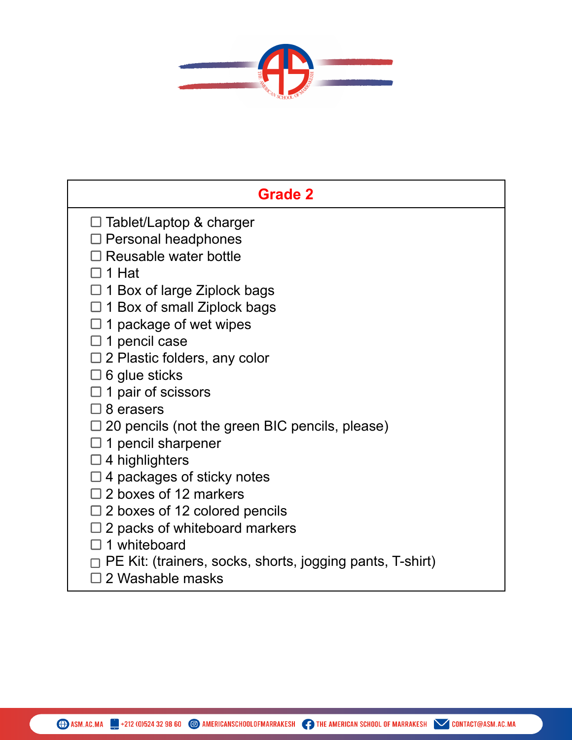## Grade 2

- ☐ Tablet/Laptop & charger
- ☐ Personal headphones
- ☐ Reusable water bottle
- ☐ 1 Hat
- ☐ 1 Box of large Ziplock bags
- ☐ 1 Box of small Ziplock bags
- ☐ 1 package of wet wipes
- ☐ 1 pencil case
- ☐ 2 Plastic folders, any color
- ☐ 6 glue sticks
- ☐ 1 pair of scissors
- ☐ 8 erasers
- ☐ 20 pencils (not the green BIC pencils, please)
- ☐ 1 pencil sharpener
- ☐ 4 highlighters
- ☐ 4 packages of sticky notes
- ☐ 2 boxes of 12 markers
- ☐ 2 boxes of 12 colored pencils
- ☐ 2 packs of whiteboard markers
- ☐ 1 whiteboard
- ☐ PE Kit: (trainers, socks, shorts, jogging pants, T-shirt)
- ☐ 2 Washable masks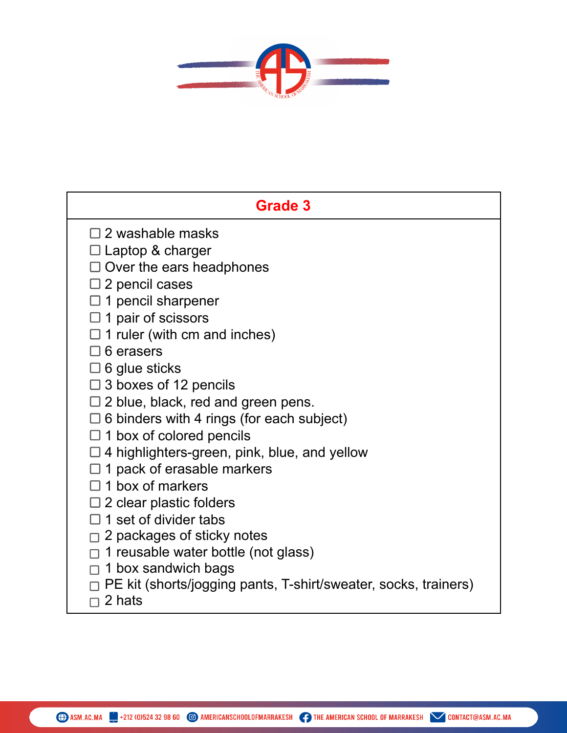## Grade 3

- ☐ 2 washable masks
- ☐ Laptop & charger
- ☐ Over the ears headphones
- ☐ 2 pencil cases
- ☐ 1 pencil sharpener
- ☐ 1 pair of scissors
- ☐ 1 ruler (with cm and inches)
- ☐ 6 erasers
- ☐ 6 glue sticks
- ☐ 3 boxes of 12 pencils
- ☐ 2 blue, black, red and green pens.
- ☐ 6 binders with 4 rings (for each subject)
- ☐ 1 box of colored pencils
- ☐ 4 highlighters-green, pink, blue, and yellow
- ☐ 1 pack of erasable markers
- ☐ 1 box of markers
- ☐ 2 clear plastic folders
- ☐ 1 set of divider tabs
- ☐ 2 packages of sticky notes
- ☐ 1 reusable water bottle (not glass)
- ☐ 1 box sandwich bags
- ☐ PE kit (shorts/jogging pants, T-shirt/sweater, socks, trainers)
- ☐ 2 hats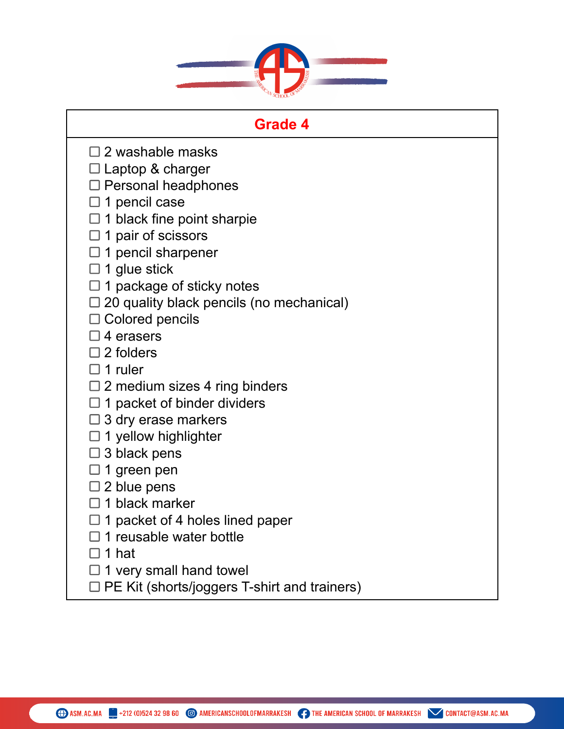## Grade 4

- ☐ 2 washable masks
- ☐ Laptop & charger
- ☐ Personal headphones
- ☐ 1 pencil case
- ☐ 1 black fine point sharpie
- ☐ 1 pair of scissors
- ☐ 1 pencil sharpener
- ☐ 1 glue stick
- ☐ 1 package of sticky notes
- ☐ 20 quality black pencils (no mechanical)
- ☐ Colored pencils
- ☐ 4 erasers
- ☐ 2 folders
- ☐ 1 ruler
- ☐ 2 medium sizes 4 ring binders
- ☐ 1 packet of binder dividers
- ☐ 3 dry erase markers
- ☐ 1 yellow highlighter
- ☐ 3 black pens
- ☐ 1 green pen
- ☐ 2 blue pens
- ☐ 1 black marker
- ☐ 1 packet of 4 holes lined paper
- ☐ 1 reusable water bottle
- ☐ 1 hat
- ☐ 1 very small hand towel
- ☐ PE Kit (shorts/joggers T-shirt and trainers)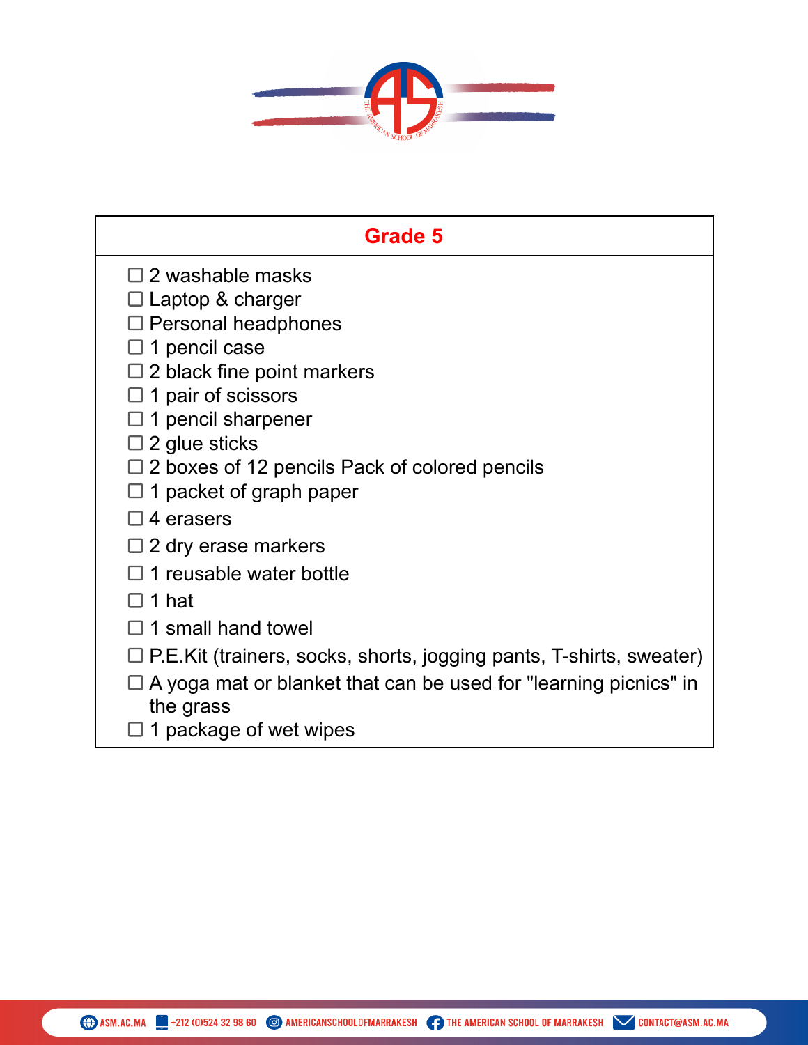## Grade 5

- ☐ 2 washable masks
- ☐ Laptop & charger
- ☐ Personal headphones
- ☐ 1 pencil case
- ☐ 2 black fine point markers
- ☐ 1 pair of scissors
- ☐ 1 pencil sharpener
- ☐ 2 glue sticks
- ☐ 2 boxes of 12 pencils Pack of colored pencils
- ☐ 1 packet of graph paper
- ☐ 4 erasers
- ☐ 2 dry erase markers
- ☐ 1 reusable water bottle
- ☐ 1 hat
- ☐ 1 small hand towel
- ☐ P.E.Kit (trainers, socks, shorts, jogging pants, T-shirts, sweater)
- ☐ A yoga mat or blanket that can be used for "learning picnics" in the grass
- ☐ 1 package of wet wipes